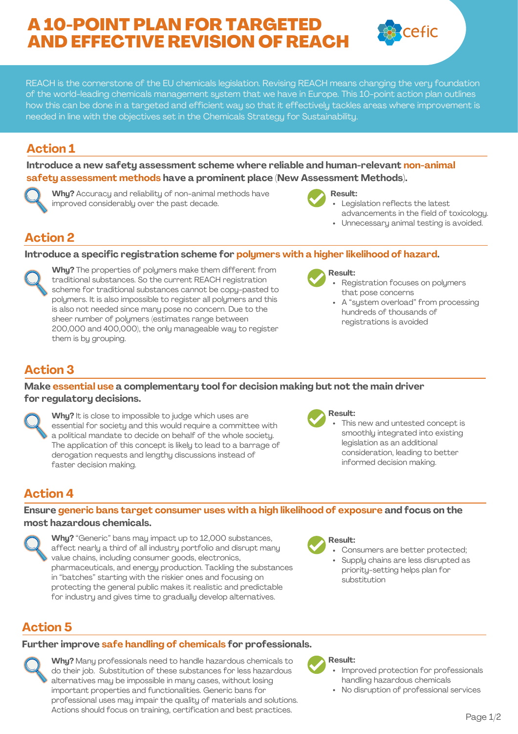# A 10-POINT PLAN FOR TARGETED AND EFFECTIVE REVISION OF REACH

REACH is the cornerstone of the EU chemicals legislation. Revising REACH means changing the very foundation of the world-leading chemicals management system that we have in Europe. This 10-point action plan outlines how this can be done in a targeted and efficient way so that it effectively tackles areas where improvement is needed in line with the objectives set in the Chemicals Strategy for Sustainability.

## Action 1

**Introduce a new safety assessment scheme where reliable and human-relevant non-animal safety assessment methods have a prominent place (New Assessment Methods).**

**Why?** Accuracy and reliability of non-animal methods have improved considerably over the past decade.

**Result:**

- Legislation reflects the latest advancements in the field of toxicology.
- Unnecessary animal testing is avoided.

## Action 2

**Introduce a specific registration scheme for polymers with a higher likelihood of hazard.**

**Why?** The properties of polymers make them different from traditional substances. So the current REACH registration scheme for traditional substances cannot be copy-pasted to polymers. It is also impossible to register all polymers and this is also not needed since many pose no concern. Due to the sheer number of polymers (estimates range between 200,000 and 400,000), the only manageable way to register them is by grouping.

**Result:**

- Registration focuses on polymers that pose concerns
- A "system overload" from processing hundreds of thousands of registrations is avoided

## Action 3

**Make essential use a complementary tool for decision making but not the main driver for regulatory decisions.**

**Why?** It is close to impossible to judge which uses are essential for society and this would require a committee with a political mandate to decide on behalf of the whole society. The application of this concept is likely to lead to a barrage of derogation requests and lengthy discussions instead of faster decision making.

**Result:**

- This new and untested concept is smoothly integrated into existing legislation as an additional consideration, leading to better informed decision making.

## Action 4

**Ensure generic bans target consumer uses with a high likelihood of exposure and focus on the most hazardous chemicals.**

**Why?** "Generic" bans may impact up to 12,000 substances, affect nearly a third of all industry portfolio and disrupt many value chains, including consumer goods, electronics, pharmaceuticals, and energy production. Tackling the substances in "batches" starting with the riskier ones and focusing on protecting the general public makes it realistic and predictable for industry and gives time to gradually develop alternatives.

**Result:**

- Consumers are better protected;
- Supply chains are less disrupted as priority-setting helps plan for substitution

## Action 5

**Further improve safe handling of chemicals for professionals.**

**Why?** Many professionals need to handle hazardous chemicals to do their job. Substitution of these substances for less hazardous alternatives may be impossible in many cases, without losing important properties and functionalities. Generic bans for professional uses may impair the quality of materials and solutions. Actions should focus on training, certification and best practices.

**Result:**

- Improved protection for professionals handling hazardous chemicals
- No disruption of professional services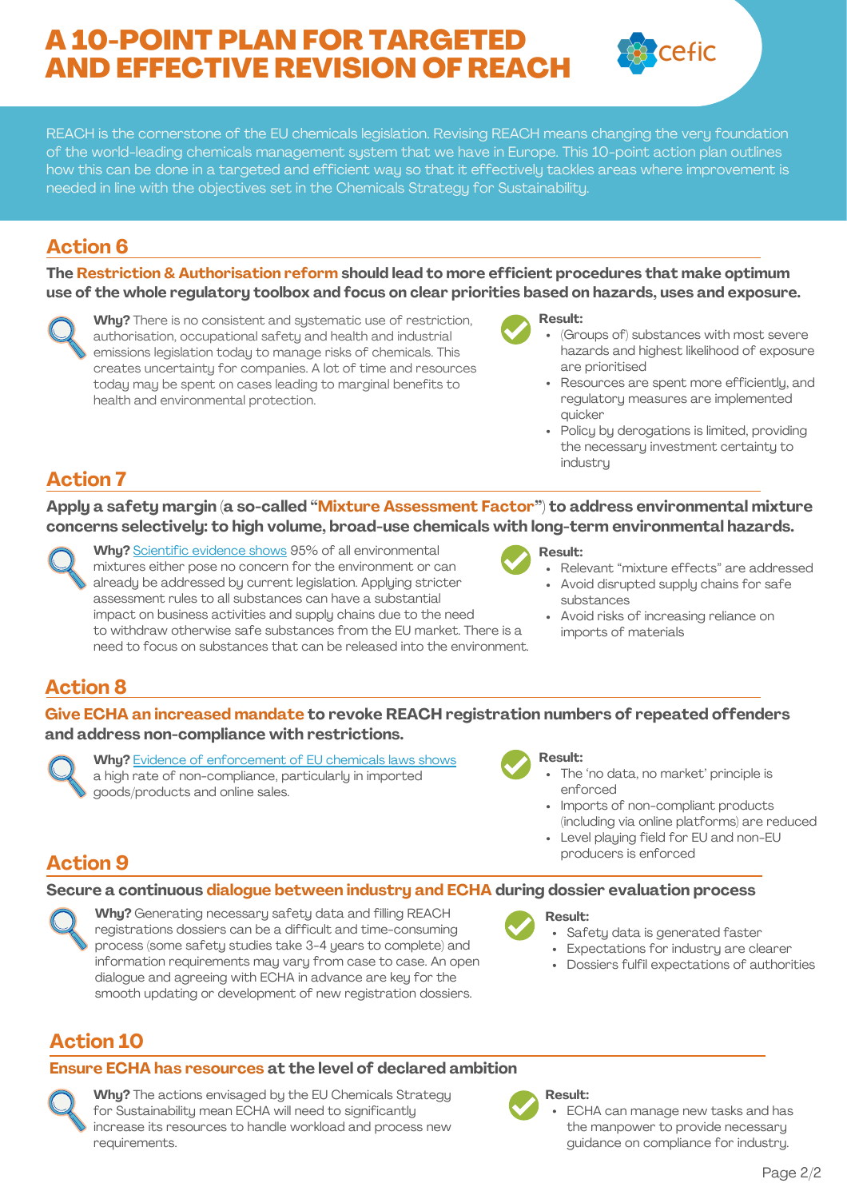# A 10-POINT PLAN FOR TARGETED AND EFFECTIVE REVISION OF REACH

cefic

REACH is the cornerstone of the EU chemicals legislation. Revising REACH means changing the very foundation of the world-leading chemicals management system that we have in Europe. This 10-point action plan outlines how this can be done in a targeted and efficient way so that it effectively tackles areas where improvement is needed in line with the objectives set in the Chemicals Strategy for Sustainability.

## Action 6

**The Restriction & Authorisation reform should lead to more efficient procedures that make optimum use of the whole regulatory toolbox and focus on clear priorities based on hazards, uses and exposure.**

**Why?** There is no consistent and systematic use of restriction, authorisation, occupational safety and health and industrial emissions legislation today to manage risks of chemicals. This creates uncertainty for companies. A lot of time and resources today may be spent on cases leading to marginal benefits to health and environmental protection.

**Result:**

- (Groups of) substances with most severe hazards and highest likelihood of exposure are prioritised
- Resources are spent more efficiently, and regulatory measures are implemented quicker
- Policy by derogations is limited, providing the necessary investment certainty to industry

## Action 7

**Apply a safety margin (a so-called "Mixture Assessment Factor") to address environmental mixture concerns selectively: to high volume, broad-use chemicals with long-term environmental hazards.**

**Why?** Scientific evidence shows 95% of all environmental mixtures either pose no concern for the environment or can already be addressed by current legislation. Applying stricter assessment rules to all substances can have a substantial impact on business activities and supply chains due to the need to withdraw otherwise safe substances from the EU market. There is a need to focus on substances that can be released into the environment.

**Result:**

- Relevant "mixture effects" are addressed
- Avoid disrupted supply chains for safe substances
- Avoid risks of increasing reliance on imports of materials

## Action 8

**Give ECHA an increased mandate to revoke REACH registration numbers of repeated offenders and address non-compliance with restrictions.**

**Why?** Evidence of enforcement of EU chemicals laws shows a high rate of non-compliance, particularly in imported goods/products and online sales.

**Result:**

- The 'no data, no market' principle is enforced
- Imports of non-compliant products (including via online platforms) are reduced
- Level playing field for EU and non-EU producers is enforced

## Action 9

**Secure a continuous dialogue between industry and ECHA during dossier evaluation process**

**Why?** Generating necessary safety data and filling REACH registrations dossiers can be a difficult and time-consuming process (some safety studies take 3-4 years to complete) and information requirements may vary from case to case. An open dialogue and agreeing with ECHA in advance are key for the smooth updating or development of new registration dossiers.

**Result:**

- Safety data is generated faster
- Expectations for industry are clearer
- Dossiers fulfil expectations of authorities

## Action 10

**Ensure ECHA has resources at the level of declared ambition**

**Why?** The actions envisaged by the EU Chemicals Strategy for Sustainability mean ECHA will need to significantly increase its resources to handle workload and process new requirements.

**Result:**

- ECHA can manage new tasks and has the manpower to provide necessary guidance on compliance for industry.